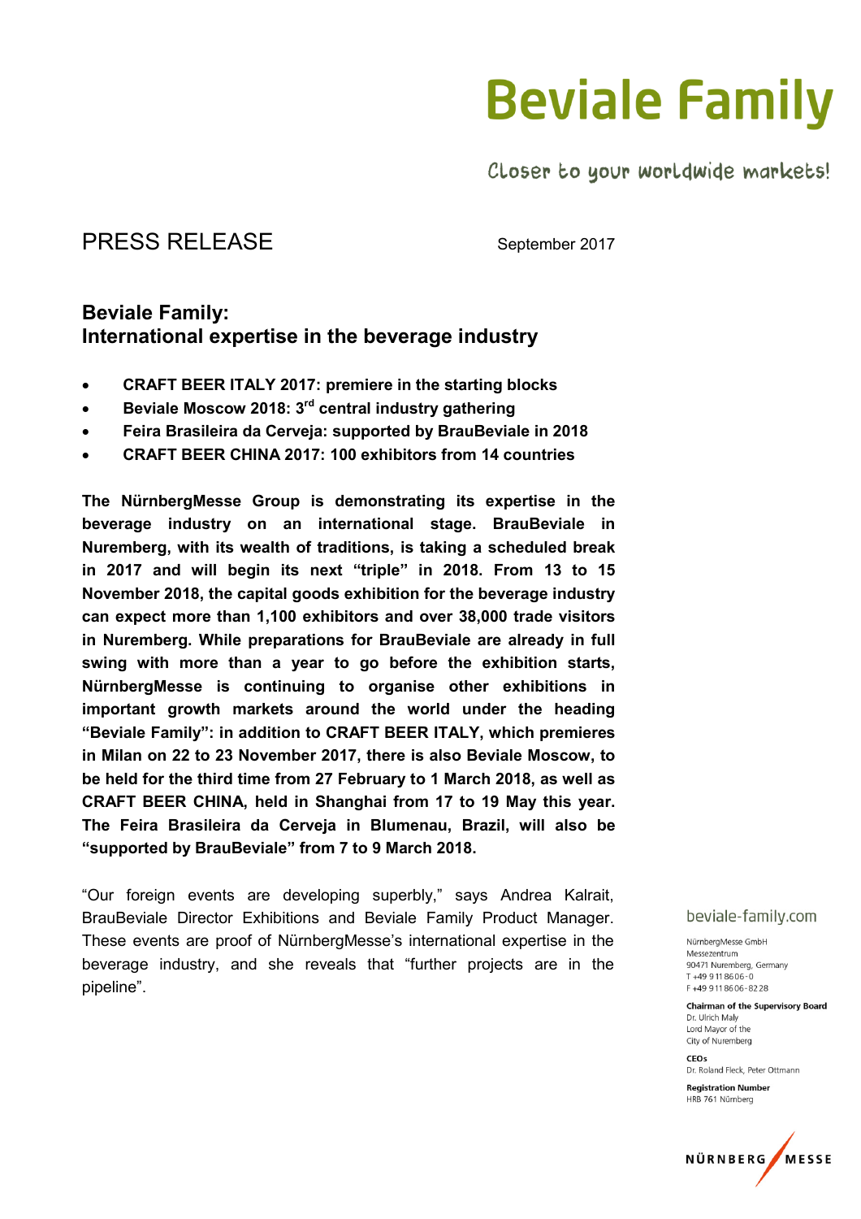# Beviale Family

Closer to your worldwide markets!

PRESS RELEASE

September 2017

## Beviale Family: International expertise in the beverage industry

- **CRAFT BEER ITALY 2017: premiere in the starting blocks**
- **Beviale Moscow 2018: 3rd central industry gathering**
- **Feira Brasileira da Cerveja: supported by BrauBeviale in 2018**
- **CRAFT BEER CHINA 2017: 100 exhibitors from 14 countries**

**The NürnbergMesse Group is demonstrating its expertise in the beverage industry on an international stage. BrauBeviale in Nuremberg, with its wealth of traditions, is taking a scheduled break in 2017 and will begin its next "triple" in 2018. From 13 to 15 November 2018, the capital goods exhibition for the beverage industry can expect more than 1,100 exhibitors and over 38,000 trade visitors in Nuremberg. While preparations for BrauBeviale are already in full swing with more than a year to go before the exhibition starts, NürnbergMesse is continuing to organise other exhibitions in important growth markets around the world under the heading "Beviale Family": in addition to CRAFT BEER ITALY, which premieres in Milan on 22 to 23 November 2017, there is also Beviale Moscow, to be held for the third time from 27 February to 1 March 2018, as well as CRAFT BEER CHINA, held in Shanghai from 17 to 19 May this year. The Feira Brasileira da Cerveja in Blumenau, Brazil, will also be "supported by BrauBeviale" from 7 to 9 March 2018.**

"Our foreign events are developing superbly," says Andrea Kalrait, BrauBeviale Director Exhibitions and Beviale Family Product Manager. These events are proof of NürnbergMesse's international expertise in the beverage industry, and she reveals that "further projects are in the pipeline".

beviale-family.com

NürnbergMesse GmbH
Messezentrum
90471 Nuremberg, Germany
T +49 9 11 86 06-0
F +49 9 11 86 06-82 28

**Chairman of the Supervisory Board**
Dr. Ulrich Maly
Lord Mayor of the
City of Nuremberg

**CEOs**
Dr. Roland Fleck, Peter Ottmann

**Registration Number**
HRB 761 Nürnberg

NÜRNBERG MESSE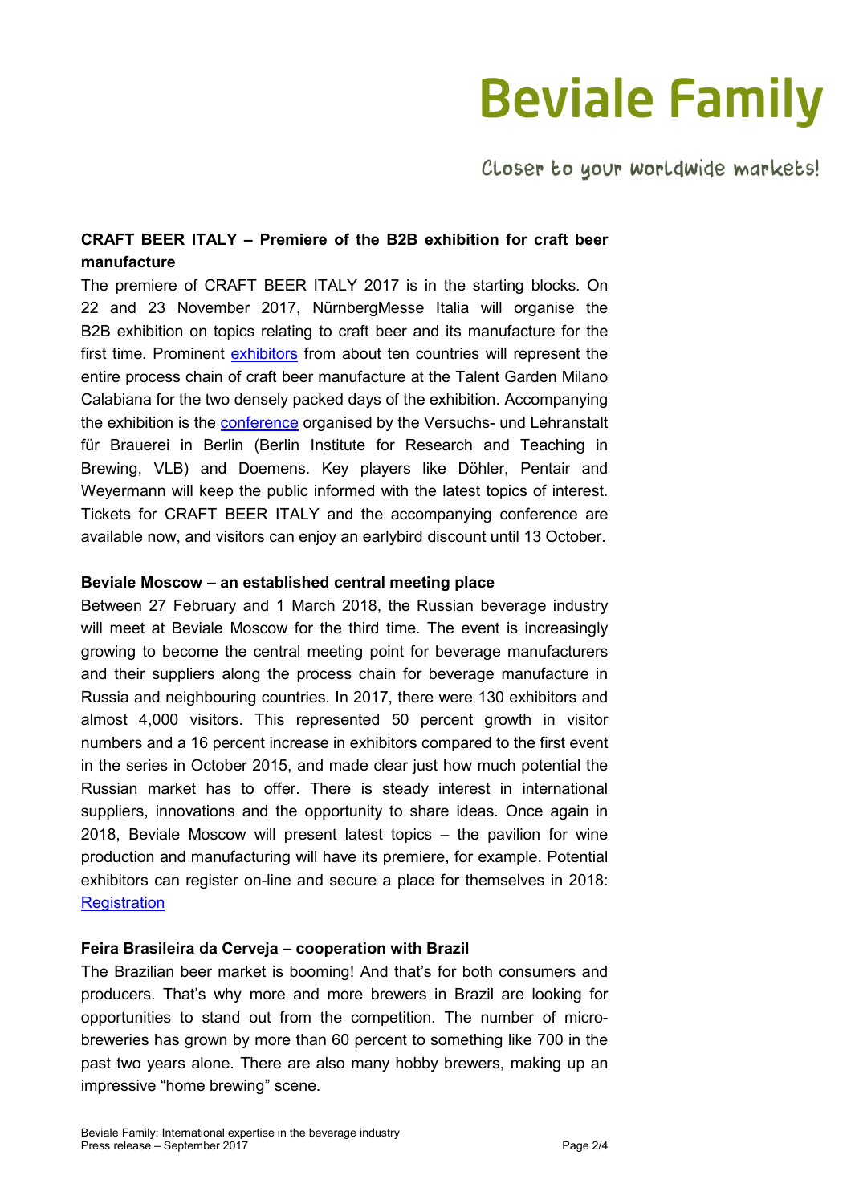**CRAFT BEER ITALY – Premiere of the B2B exhibition for craft beer manufacture**

The premiere of CRAFT BEER ITALY 2017 is in the starting blocks. On 22 and 23 November 2017, NürnbergMesse Italia will organise the B2B exhibition on topics relating to craft beer and its manufacture for the first time. Prominent exhibitors from about ten countries will represent the entire process chain of craft beer manufacture at the Talent Garden Milano Calabiana for the two densely packed days of the exhibition. Accompanying the exhibition is the conference organised by the Versuchs- und Lehranstalt für Brauerei in Berlin (Berlin Institute for Research and Teaching in Brewing, VLB) and Doemens. Key players like Döhler, Pentair and Weyermann will keep the public informed with the latest topics of interest. Tickets for CRAFT BEER ITALY and the accompanying conference are available now, and visitors can enjoy an earlybird discount until 13 October.

**Beviale Moscow – an established central meeting place**

Between 27 February and 1 March 2018, the Russian beverage industry will meet at Beviale Moscow for the third time. The event is increasingly growing to become the central meeting point for beverage manufacturers and their suppliers along the process chain for beverage manufacture in Russia and neighbouring countries. In 2017, there were 130 exhibitors and almost 4,000 visitors. This represented 50 percent growth in visitor numbers and a 16 percent increase in exhibitors compared to the first event in the series in October 2015, and made clear just how much potential the Russian market has to offer. There is steady interest in international suppliers, innovations and the opportunity to share ideas. Once again in 2018, Beviale Moscow will present latest topics – the pavilion for wine production and manufacturing will have its premiere, for example. Potential exhibitors can register on-line and secure a place for themselves in 2018: Registration

**Feira Brasileira da Cerveja – cooperation with Brazil**

The Brazilian beer market is booming! And that's for both consumers and producers. That's why more and more brewers in Brazil are looking for opportunities to stand out from the competition. The number of micro-breweries has grown by more than 60 percent to something like 700 in the past two years alone. There are also many hobby brewers, making up an impressive "home brewing" scene.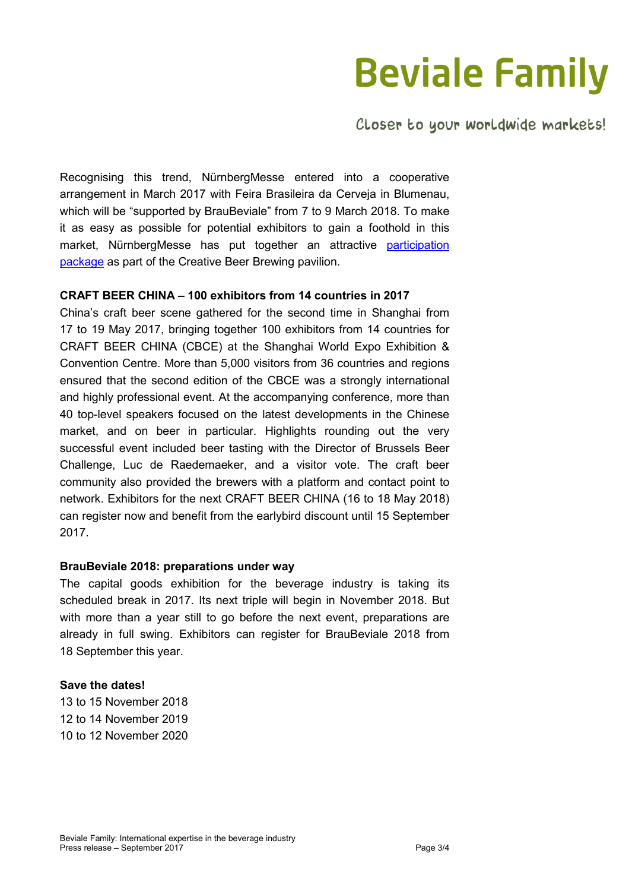Recognising this trend, NürnbergMesse entered into a cooperative arrangement in March 2017 with Feira Brasileira da Cerveja in Blumenau, which will be "supported by BrauBeviale" from 7 to 9 March 2018. To make it as easy as possible for potential exhibitors to gain a foothold in this market, NürnbergMesse has put together an attractive participation package as part of the Creative Beer Brewing pavilion.

**CRAFT BEER CHINA – 100 exhibitors from 14 countries in 2017**

China's craft beer scene gathered for the second time in Shanghai from 17 to 19 May 2017, bringing together 100 exhibitors from 14 countries for CRAFT BEER CHINA (CBCE) at the Shanghai World Expo Exhibition & Convention Centre. More than 5,000 visitors from 36 countries and regions ensured that the second edition of the CBCE was a strongly international and highly professional event. At the accompanying conference, more than 40 top-level speakers focused on the latest developments in the Chinese market, and on beer in particular. Highlights rounding out the very successful event included beer tasting with the Director of Brussels Beer Challenge, Luc de Raedemaeker, and a visitor vote. The craft beer community also provided the brewers with a platform and contact point to network. Exhibitors for the next CRAFT BEER CHINA (16 to 18 May 2018) can register now and benefit from the earlybird discount until 15 September 2017.

**BrauBeviale 2018: preparations under way**

The capital goods exhibition for the beverage industry is taking its scheduled break in 2017. Its next triple will begin in November 2018. But with more than a year still to go before the next event, preparations are already in full swing. Exhibitors can register for BrauBeviale 2018 from 18 September this year.

**Save the dates!**

13 to 15 November 2018  
12 to 14 November 2019  
10 to 12 November 2020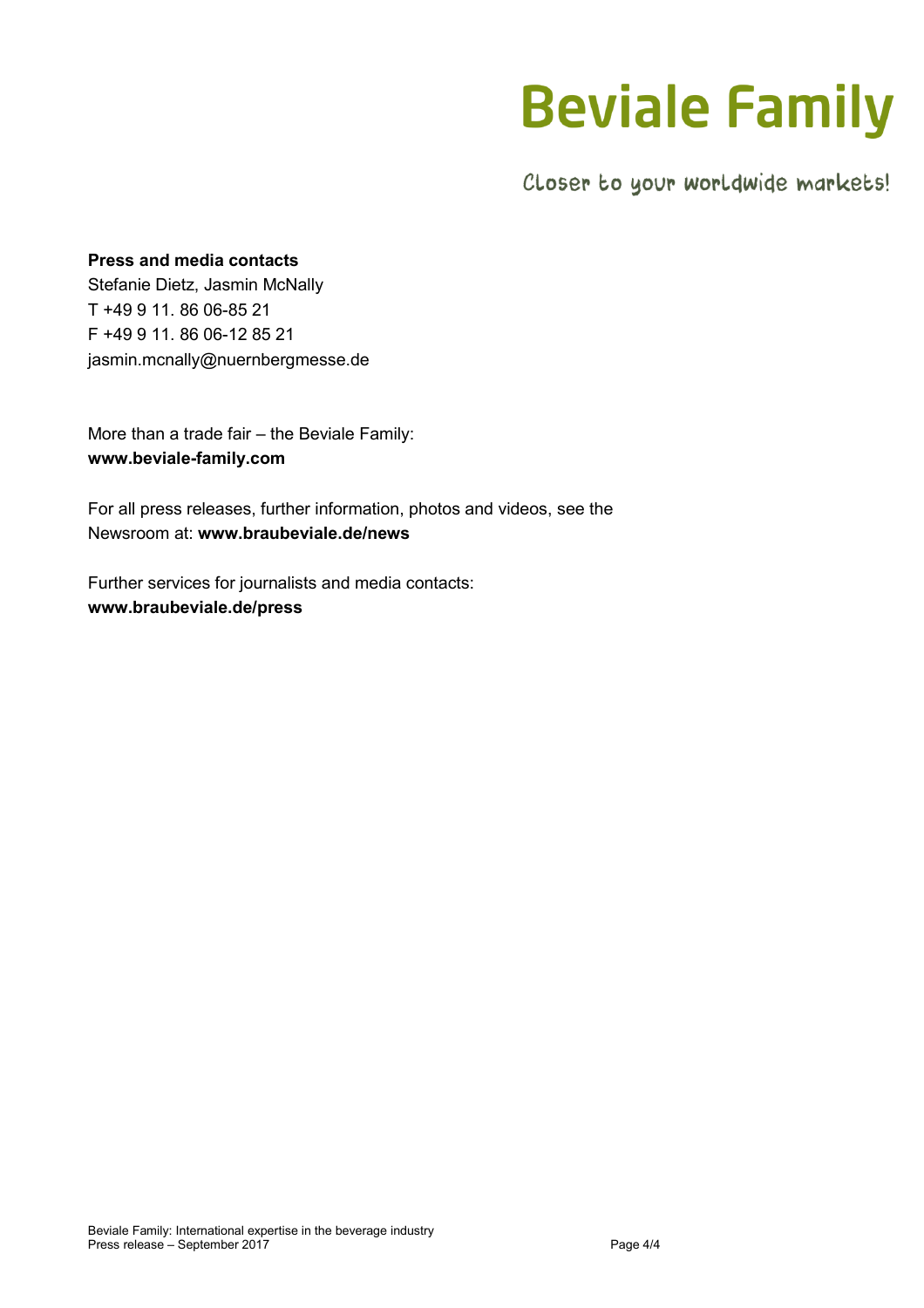**Press and media contacts**
Stefanie Dietz, Jasmin McNally
T +49 9 11. 86 06-85 21
F +49 9 11. 86 06-12 85 21
jasmin.mcnally@nuernbergmesse.de

More than a trade fair – the Beviale Family:
**www.beviale-family.com**

For all press releases, further information, photos and videos, see the Newsroom at: **www.braubeviale.de/news**

Further services for journalists and media contacts:
**www.braubeviale.de/press**